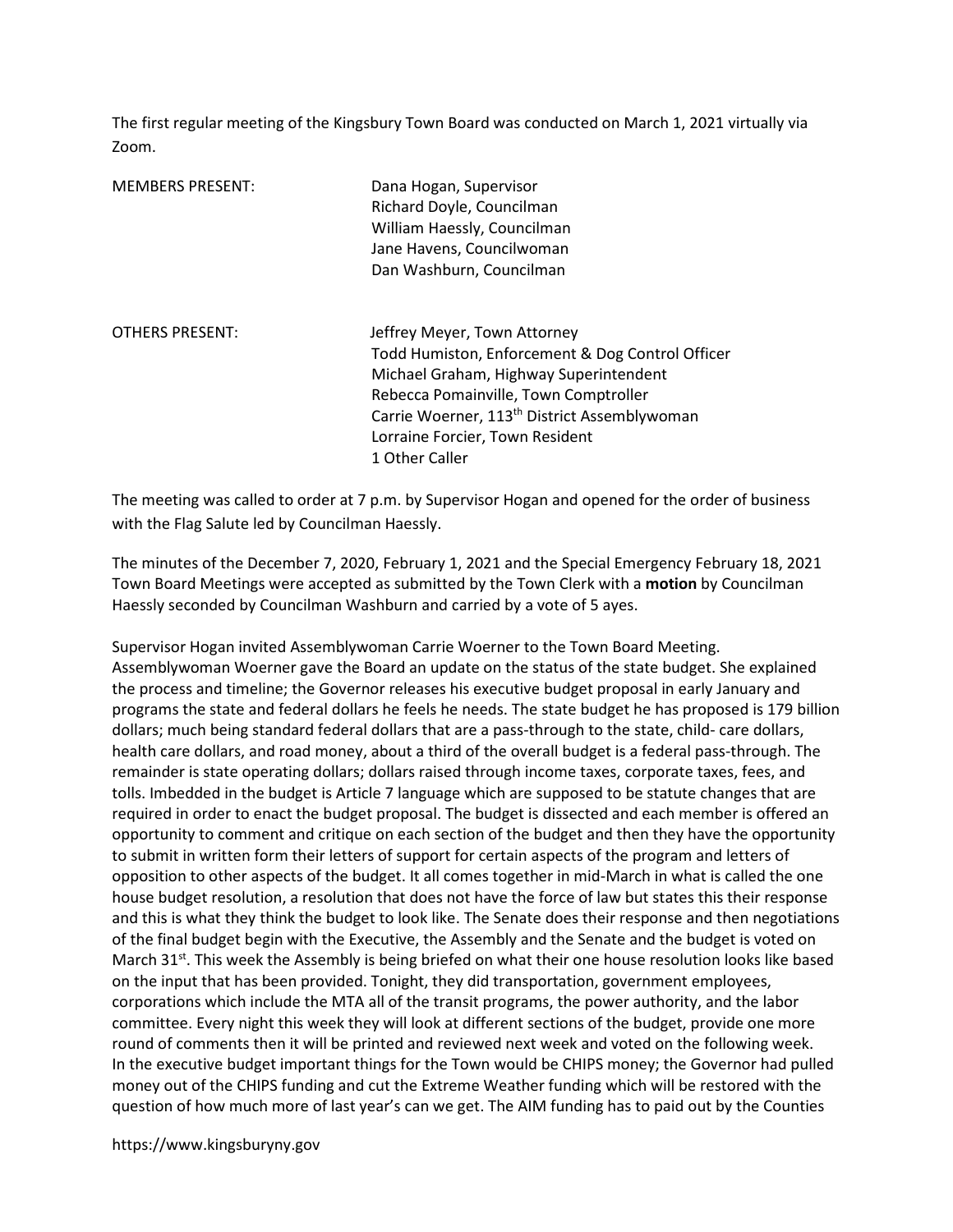The first regular meeting of the Kingsbury Town Board was conducted on March 1, 2021 virtually via Zoom.

MEMBERS PRESENT: Dana Hogan, Supervisor
Richard Doyle, Councilman
William Haessly, Councilman
Jane Havens, Councilwoman
Dan Washburn, Councilman

OTHERS PRESENT: Jeffrey Meyer, Town Attorney
Todd Humiston, Enforcement & Dog Control Officer
Michael Graham, Highway Superintendent
Rebecca Pomainville, Town Comptroller
Carrie Woerner, 113th District Assemblywoman
Lorraine Forcier, Town Resident
1 Other Caller

The meeting was called to order at 7 p.m. by Supervisor Hogan and opened for the order of business with the Flag Salute led by Councilman Haessly.

The minutes of the December 7, 2020, February 1, 2021 and the Special Emergency February 18, 2021 Town Board Meetings were accepted as submitted by the Town Clerk with a **motion** by Councilman Haessly seconded by Councilman Washburn and carried by a vote of 5 ayes.

Supervisor Hogan invited Assemblywoman Carrie Woerner to the Town Board Meeting. Assemblywoman Woerner gave the Board an update on the status of the state budget. She explained the process and timeline; the Governor releases his executive budget proposal in early January and programs the state and federal dollars he feels he needs. The state budget he has proposed is 179 billion dollars; much being standard federal dollars that are a pass-through to the state, child- care dollars, health care dollars, and road money, about a third of the overall budget is a federal pass-through. The remainder is state operating dollars; dollars raised through income taxes, corporate taxes, fees, and tolls. Imbedded in the budget is Article 7 language which are supposed to be statute changes that are required in order to enact the budget proposal. The budget is dissected and each member is offered an opportunity to comment and critique on each section of the budget and then they have the opportunity to submit in written form their letters of support for certain aspects of the program and letters of opposition to other aspects of the budget. It all comes together in mid-March in what is called the one house budget resolution, a resolution that does not have the force of law but states this their response and this is what they think the budget to look like. The Senate does their response and then negotiations of the final budget begin with the Executive, the Assembly and the Senate and the budget is voted on March 31st. This week the Assembly is being briefed on what their one house resolution looks like based on the input that has been provided. Tonight, they did transportation, government employees, corporations which include the MTA all of the transit programs, the power authority, and the labor committee. Every night this week they will look at different sections of the budget, provide one more round of comments then it will be printed and reviewed next week and voted on the following week. In the executive budget important things for the Town would be CHIPS money; the Governor had pulled money out of the CHIPS funding and cut the Extreme Weather funding which will be restored with the question of how much more of last year's can we get. The AIM funding has to paid out by the Counties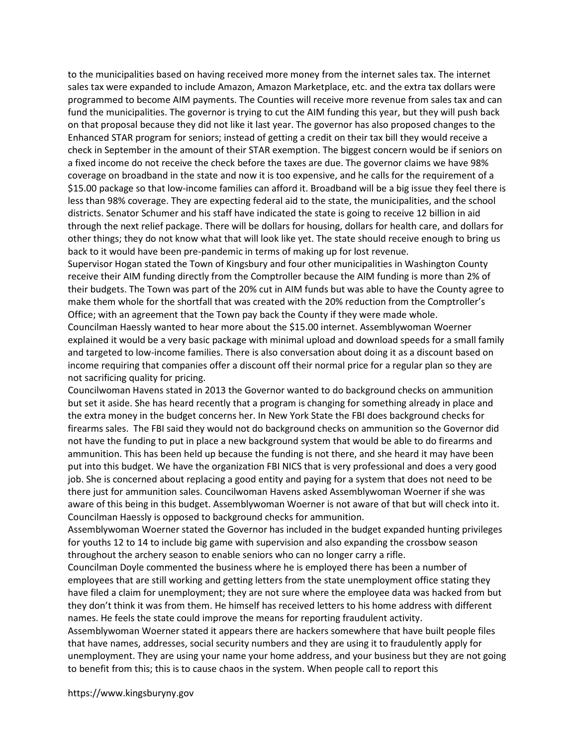to the municipalities based on having received more money from the internet sales tax. The internet sales tax were expanded to include Amazon, Amazon Marketplace, etc. and the extra tax dollars were programmed to become AIM payments. The Counties will receive more revenue from sales tax and can fund the municipalities. The governor is trying to cut the AIM funding this year, but they will push back on that proposal because they did not like it last year. The governor has also proposed changes to the Enhanced STAR program for seniors; instead of getting a credit on their tax bill they would receive a check in September in the amount of their STAR exemption. The biggest concern would be if seniors on a fixed income do not receive the check before the taxes are due. The governor claims we have 98% coverage on broadband in the state and now it is too expensive, and he calls for the requirement of a $15.00 package so that low-income families can afford it. Broadband will be a big issue they feel there is less than 98% coverage. They are expecting federal aid to the state, the municipalities, and the school districts. Senator Schumer and his staff have indicated the state is going to receive 12 billion in aid through the next relief package. There will be dollars for housing, dollars for health care, and dollars for other things; they do not know what that will look like yet. The state should receive enough to bring us back to it would have been pre-pandemic in terms of making up for lost revenue.

Supervisor Hogan stated the Town of Kingsbury and four other municipalities in Washington County receive their AIM funding directly from the Comptroller because the AIM funding is more than 2% of their budgets. The Town was part of the 20% cut in AIM funds but was able to have the County agree to make them whole for the shortfall that was created with the 20% reduction from the Comptroller's Office; with an agreement that the Town pay back the County if they were made whole.

Councilman Haessly wanted to hear more about the $15.00 internet. Assemblywoman Woerner explained it would be a very basic package with minimal upload and download speeds for a small family and targeted to low-income families. There is also conversation about doing it as a discount based on income requiring that companies offer a discount off their normal price for a regular plan so they are not sacrificing quality for pricing.

Councilwoman Havens stated in 2013 the Governor wanted to do background checks on ammunition but set it aside. She has heard recently that a program is changing for something already in place and the extra money in the budget concerns her. In New York State the FBI does background checks for firearms sales. The FBI said they would not do background checks on ammunition so the Governor did not have the funding to put in place a new background system that would be able to do firearms and ammunition. This has been held up because the funding is not there, and she heard it may have been put into this budget. We have the organization FBI NICS that is very professional and does a very good job. She is concerned about replacing a good entity and paying for a system that does not need to be there just for ammunition sales. Councilwoman Havens asked Assemblywoman Woerner if she was aware of this being in this budget. Assemblywoman Woerner is not aware of that but will check into it. Councilman Haessly is opposed to background checks for ammunition.

Assemblywoman Woerner stated the Governor has included in the budget expanded hunting privileges for youths 12 to 14 to include big game with supervision and also expanding the crossbow season throughout the archery season to enable seniors who can no longer carry a rifle.

Councilman Doyle commented the business where he is employed there has been a number of employees that are still working and getting letters from the state unemployment office stating they have filed a claim for unemployment; they are not sure where the employee data was hacked from but they don't think it was from them. He himself has received letters to his home address with different names. He feels the state could improve the means for reporting fraudulent activity.

Assemblywoman Woerner stated it appears there are hackers somewhere that have built people files that have names, addresses, social security numbers and they are using it to fraudulently apply for unemployment. They are using your name your home address, and your business but they are not going to benefit from this; this is to cause chaos in the system. When people call to report this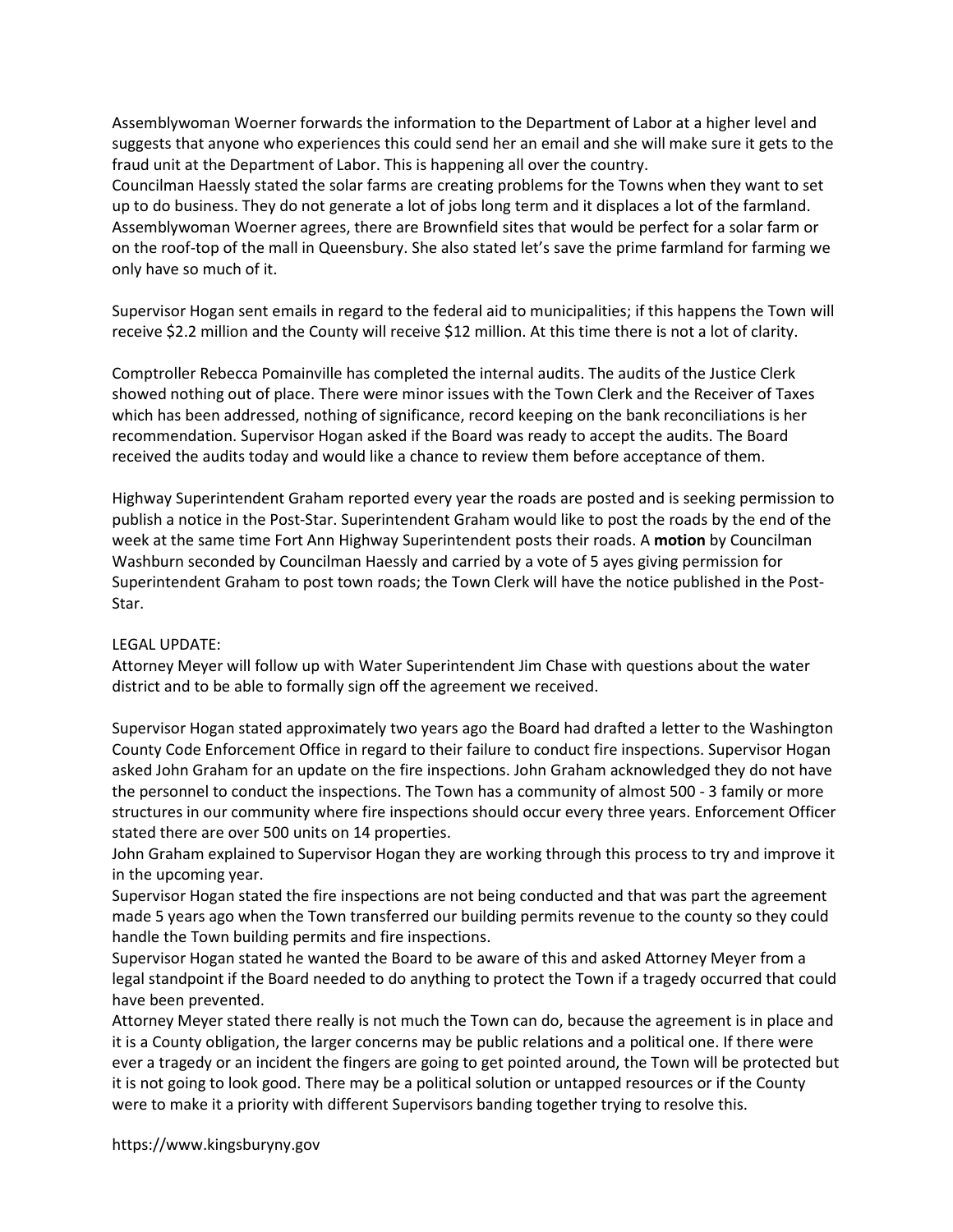Assemblywoman Woerner forwards the information to the Department of Labor at a higher level and suggests that anyone who experiences this could send her an email and she will make sure it gets to the fraud unit at the Department of Labor. This is happening all over the country.
Councilman Haessly stated the solar farms are creating problems for the Towns when they want to set up to do business. They do not generate a lot of jobs long term and it displaces a lot of the farmland. Assemblywoman Woerner agrees, there are Brownfield sites that would be perfect for a solar farm or on the roof-top of the mall in Queensbury. She also stated let's save the prime farmland for farming we only have so much of it.

Supervisor Hogan sent emails in regard to the federal aid to municipalities; if this happens the Town will receive $2.2 million and the County will receive $12 million. At this time there is not a lot of clarity.

Comptroller Rebecca Pomainville has completed the internal audits. The audits of the Justice Clerk showed nothing out of place. There were minor issues with the Town Clerk and the Receiver of Taxes which has been addressed, nothing of significance, record keeping on the bank reconciliations is her recommendation. Supervisor Hogan asked if the Board was ready to accept the audits. The Board received the audits today and would like a chance to review them before acceptance of them.

Highway Superintendent Graham reported every year the roads are posted and is seeking permission to publish a notice in the Post-Star. Superintendent Graham would like to post the roads by the end of the week at the same time Fort Ann Highway Superintendent posts their roads. A **motion** by Councilman Washburn seconded by Councilman Haessly and carried by a vote of 5 ayes giving permission for Superintendent Graham to post town roads; the Town Clerk will have the notice published in the Post-Star.

LEGAL UPDATE:
Attorney Meyer will follow up with Water Superintendent Jim Chase with questions about the water district and to be able to formally sign off the agreement we received.

Supervisor Hogan stated approximately two years ago the Board had drafted a letter to the Washington County Code Enforcement Office in regard to their failure to conduct fire inspections. Supervisor Hogan asked John Graham for an update on the fire inspections. John Graham acknowledged they do not have the personnel to conduct the inspections. The Town has a community of almost 500 - 3 family or more structures in our community where fire inspections should occur every three years. Enforcement Officer stated there are over 500 units on 14 properties.
John Graham explained to Supervisor Hogan they are working through this process to try and improve it in the upcoming year.
Supervisor Hogan stated the fire inspections are not being conducted and that was part the agreement made 5 years ago when the Town transferred our building permits revenue to the county so they could handle the Town building permits and fire inspections.
Supervisor Hogan stated he wanted the Board to be aware of this and asked Attorney Meyer from a legal standpoint if the Board needed to do anything to protect the Town if a tragedy occurred that could have been prevented.
Attorney Meyer stated there really is not much the Town can do, because the agreement is in place and it is a County obligation, the larger concerns may be public relations and a political one. If there were ever a tragedy or an incident the fingers are going to get pointed around, the Town will be protected but it is not going to look good. There may be a political solution or untapped resources or if the County were to make it a priority with different Supervisors banding together trying to resolve this.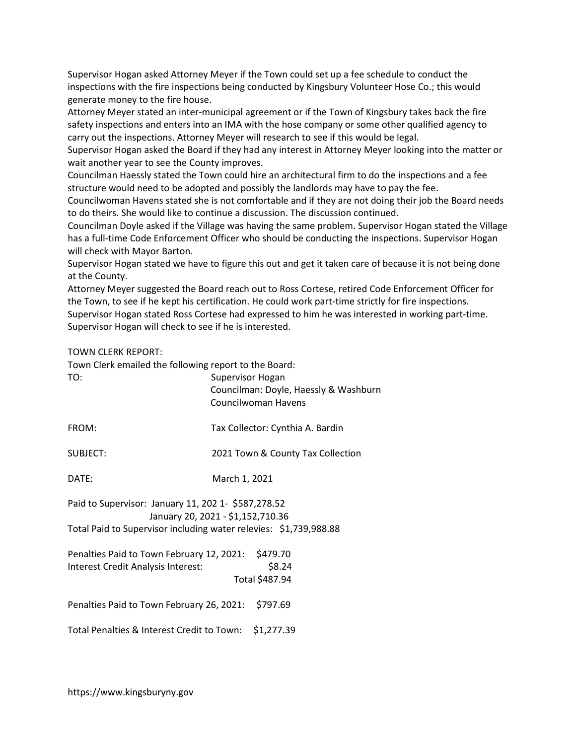Supervisor Hogan asked Attorney Meyer if the Town could set up a fee schedule to conduct the inspections with the fire inspections being conducted by Kingsbury Volunteer Hose Co.; this would generate money to the fire house.

Attorney Meyer stated an inter-municipal agreement or if the Town of Kingsbury takes back the fire safety inspections and enters into an IMA with the hose company or some other qualified agency to carry out the inspections. Attorney Meyer will research to see if this would be legal.

Supervisor Hogan asked the Board if they had any interest in Attorney Meyer looking into the matter or wait another year to see the County improves.

Councilman Haessly stated the Town could hire an architectural firm to do the inspections and a fee structure would need to be adopted and possibly the landlords may have to pay the fee.

Councilwoman Havens stated she is not comfortable and if they are not doing their job the Board needs to do theirs. She would like to continue a discussion. The discussion continued.

Councilman Doyle asked if the Village was having the same problem. Supervisor Hogan stated the Village has a full-time Code Enforcement Officer who should be conducting the inspections. Supervisor Hogan will check with Mayor Barton.

Supervisor Hogan stated we have to figure this out and get it taken care of because it is not being done at the County.

Attorney Meyer suggested the Board reach out to Ross Cortese, retired Code Enforcement Officer for the Town, to see if he kept his certification. He could work part-time strictly for fire inspections.

Supervisor Hogan stated Ross Cortese had expressed to him he was interested in working part-time. Supervisor Hogan will check to see if he is interested.

TOWN CLERK REPORT:

Town Clerk emailed the following report to the Board:

TO: Supervisor Hogan
Councilman: Doyle, Haessly & Washburn
Councilwoman Havens

FROM: Tax Collector: Cynthia A. Bardin

SUBJECT: 2021 Town & County Tax Collection

DATE: March 1, 2021

Paid to Supervisor: January 11, 202 1- $587,278.52
January 20, 2021 - $1,152,710.36
Total Paid to Supervisor including water relevies: $1,739,988.88

Penalties Paid to Town February 12, 2021: $479.70
Interest Credit Analysis Interest: $8.24
Total $487.94

Penalties Paid to Town February 26, 2021: $797.69

Total Penalties & Interest Credit to Town: $1,277.39

https://www.kingsburyny.gov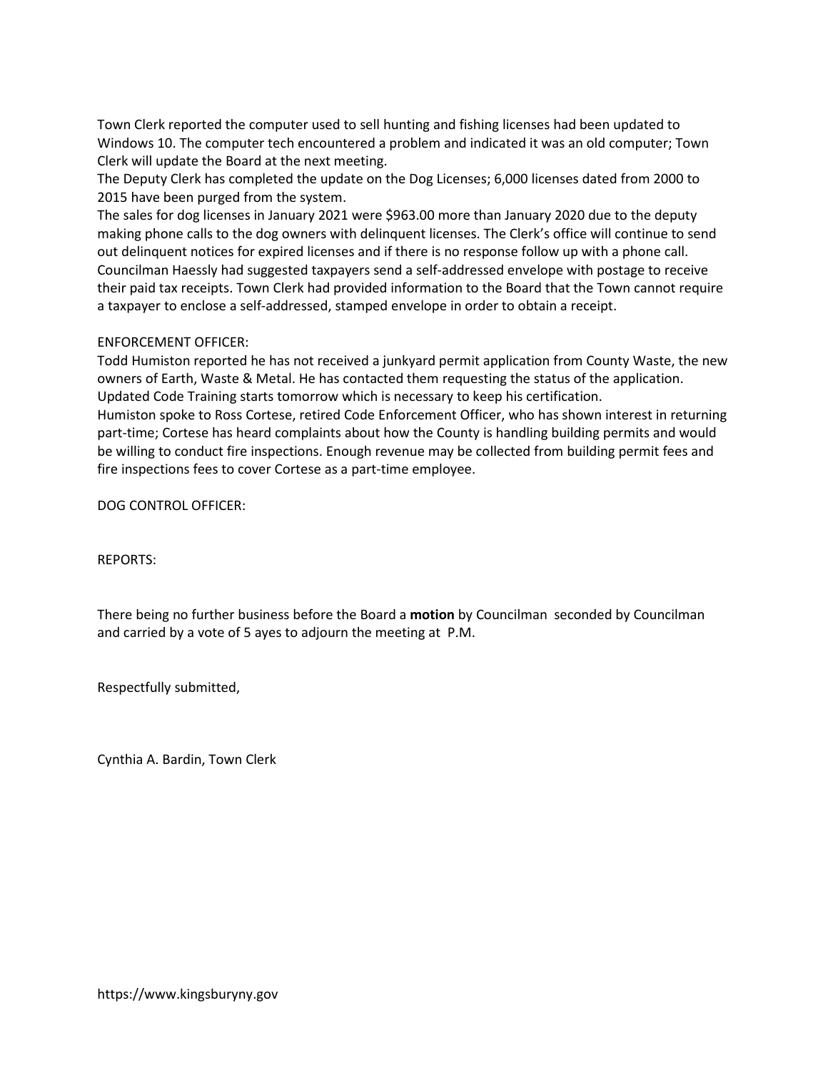Town Clerk reported the computer used to sell hunting and fishing licenses had been updated to Windows 10. The computer tech encountered a problem and indicated it was an old computer; Town Clerk will update the Board at the next meeting.
The Deputy Clerk has completed the update on the Dog Licenses; 6,000 licenses dated from 2000 to 2015 have been purged from the system.
The sales for dog licenses in January 2021 were $963.00 more than January 2020 due to the deputy making phone calls to the dog owners with delinquent licenses. The Clerk's office will continue to send out delinquent notices for expired licenses and if there is no response follow up with a phone call.
Councilman Haessly had suggested taxpayers send a self-addressed envelope with postage to receive their paid tax receipts. Town Clerk had provided information to the Board that the Town cannot require a taxpayer to enclose a self-addressed, stamped envelope in order to obtain a receipt.

ENFORCEMENT OFFICER:
Todd Humiston reported he has not received a junkyard permit application from County Waste, the new owners of Earth, Waste & Metal. He has contacted them requesting the status of the application.
Updated Code Training starts tomorrow which is necessary to keep his certification.
Humiston spoke to Ross Cortese, retired Code Enforcement Officer, who has shown interest in returning part-time; Cortese has heard complaints about how the County is handling building permits and would be willing to conduct fire inspections. Enough revenue may be collected from building permit fees and fire inspections fees to cover Cortese as a part-time employee.

DOG CONTROL OFFICER:

REPORTS:

There being no further business before the Board a **motion** by Councilman seconded by Councilman and carried by a vote of 5 ayes to adjourn the meeting at P.M.

Respectfully submitted,

Cynthia A. Bardin, Town Clerk

https://www.kingsburyny.gov